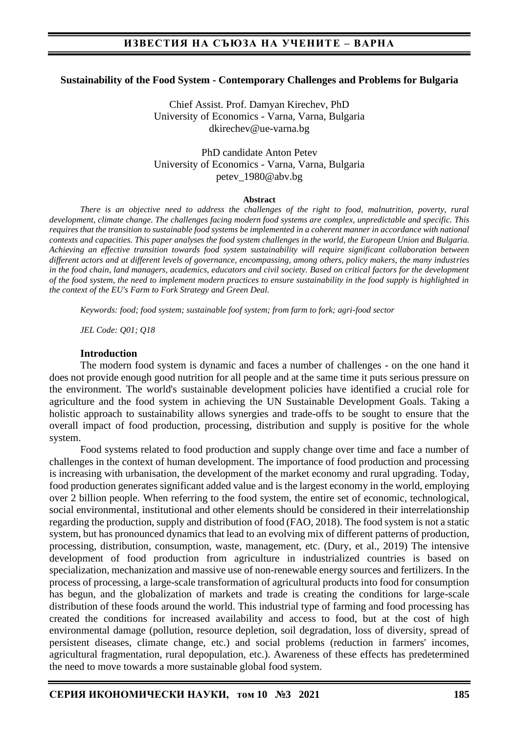## Sustainability of the Food System - Contemporary Challenges and Problems for Bulgaria

Chief Assist. Prof. Damyan Kirechev, PhD
University of Economics - Varna, Varna, Bulgaria
dkirechev@ue-varna.bg

PhD candidate Anton Petev
University of Economics - Varna, Varna, Bulgaria
petev_1980@abv.bg

**Abstract**

*There is an objective need to address the challenges of the right to food, malnutrition, poverty, rural development, climate change. The challenges facing modern food systems are complex, unpredictable and specific. This requires that the transition to sustainable food systems be implemented in a coherent manner in accordance with national contexts and capacities. This paper analyses the food system challenges in the world, the European Union and Bulgaria. Achieving an effective transition towards food system sustainability will require significant collaboration between different actors and at different levels of governance, encompassing, among others, policy makers, the many industries in the food chain, land managers, academics, educators and civil society. Based on critical factors for the development of the food system, the need to implement modern practices to ensure sustainability in the food supply is highlighted in the context of the EU's Farm to Fork Strategy and Green Deal.*

*Keywords: food; food system; sustainable foof system; from farm to fork; agri-food sector*

*JEL Code: Q01; Q18*

### Introduction

The modern food system is dynamic and faces a number of challenges - on the one hand it does not provide enough good nutrition for all people and at the same time it puts serious pressure on the environment. The world's sustainable development policies have identified a crucial role for agriculture and the food system in achieving the UN Sustainable Development Goals. Taking a holistic approach to sustainability allows synergies and trade-offs to be sought to ensure that the overall impact of food production, processing, distribution and supply is positive for the whole system.

Food systems related to food production and supply change over time and face a number of challenges in the context of human development. The importance of food production and processing is increasing with urbanisation, the development of the market economy and rural upgrading. Today, food production generates significant added value and is the largest economy in the world, employing over 2 billion people. When referring to the food system, the entire set of economic, technological, social environmental, institutional and other elements should be considered in their interrelationship regarding the production, supply and distribution of food (FAO, 2018). The food system is not a static system, but has pronounced dynamics that lead to an evolving mix of different patterns of production, processing, distribution, consumption, waste, management, etc. (Dury, et al., 2019) The intensive development of food production from agriculture in industrialized countries is based on specialization, mechanization and massive use of non-renewable energy sources and fertilizers. In the process of processing, a large-scale transformation of agricultural products into food for consumption has begun, and the globalization of markets and trade is creating the conditions for large-scale distribution of these foods around the world. This industrial type of farming and food processing has created the conditions for increased availability and access to food, but at the cost of high environmental damage (pollution, resource depletion, soil degradation, loss of diversity, spread of persistent diseases, climate change, etc.) and social problems (reduction in farmers' incomes, agricultural fragmentation, rural depopulation, etc.). Awareness of these effects has predetermined the need to move towards a more sustainable global food system.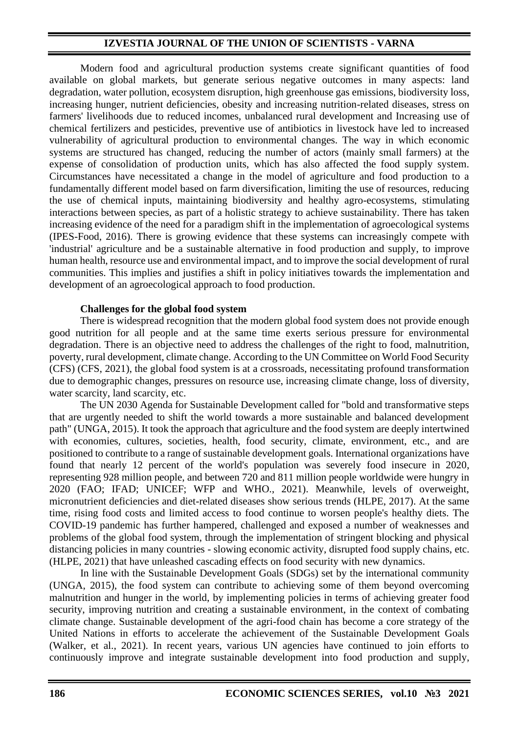Modern food and agricultural production systems create significant quantities of food available on global markets, but generate serious negative outcomes in many aspects: land degradation, water pollution, ecosystem disruption, high greenhouse gas emissions, biodiversity loss, increasing hunger, nutrient deficiencies, obesity and increasing nutrition-related diseases, stress on farmers' livelihoods due to reduced incomes, unbalanced rural development and Increasing use of chemical fertilizers and pesticides, preventive use of antibiotics in livestock have led to increased vulnerability of agricultural production to environmental changes. The way in which economic systems are structured has changed, reducing the number of actors (mainly small farmers) at the expense of consolidation of production units, which has also affected the food supply system. Circumstances have necessitated a change in the model of agriculture and food production to a fundamentally different model based on farm diversification, limiting the use of resources, reducing the use of chemical inputs, maintaining biodiversity and healthy agro-ecosystems, stimulating interactions between species, as part of a holistic strategy to achieve sustainability. There has taken increasing evidence of the need for a paradigm shift in the implementation of agroecological systems (IPES-Food, 2016). There is growing evidence that these systems can increasingly compete with 'industrial' agriculture and be a sustainable alternative in food production and supply, to improve human health, resource use and environmental impact, and to improve the social development of rural communities. This implies and justifies a shift in policy initiatives towards the implementation and development of an agroecological approach to food production.

**Challenges for the global food system**

There is widespread recognition that the modern global food system does not provide enough good nutrition for all people and at the same time exerts serious pressure for environmental degradation. There is an objective need to address the challenges of the right to food, malnutrition, poverty, rural development, climate change. According to the UN Committee on World Food Security (CFS) (CFS, 2021), the global food system is at a crossroads, necessitating profound transformation due to demographic changes, pressures on resource use, increasing climate change, loss of diversity, water scarcity, land scarcity, etc.

The UN 2030 Agenda for Sustainable Development called for "bold and transformative steps that are urgently needed to shift the world towards a more sustainable and balanced development path" (UNGA, 2015). It took the approach that agriculture and the food system are deeply intertwined with economies, cultures, societies, health, food security, climate, environment, etc., and are positioned to contribute to a range of sustainable development goals. International organizations have found that nearly 12 percent of the world's population was severely food insecure in 2020, representing 928 million people, and between 720 and 811 million people worldwide were hungry in 2020 (FAO; IFAD; UNICEF; WFP and WHO., 2021). Meanwhile, levels of overweight, micronutrient deficiencies and diet-related diseases show serious trends (HLPE, 2017). At the same time, rising food costs and limited access to food continue to worsen people's healthy diets. The COVID-19 pandemic has further hampered, challenged and exposed a number of weaknesses and problems of the global food system, through the implementation of stringent blocking and physical distancing policies in many countries - slowing economic activity, disrupted food supply chains, etc. (HLPE, 2021) that have unleashed cascading effects on food security with new dynamics.

In line with the Sustainable Development Goals (SDGs) set by the international community (UNGA, 2015), the food system can contribute to achieving some of them beyond overcoming malnutrition and hunger in the world, by implementing policies in terms of achieving greater food security, improving nutrition and creating a sustainable environment, in the context of combating climate change. Sustainable development of the agri-food chain has become a core strategy of the United Nations in efforts to accelerate the achievement of the Sustainable Development Goals (Walker, et al., 2021). In recent years, various UN agencies have continued to join efforts to continuously improve and integrate sustainable development into food production and supply,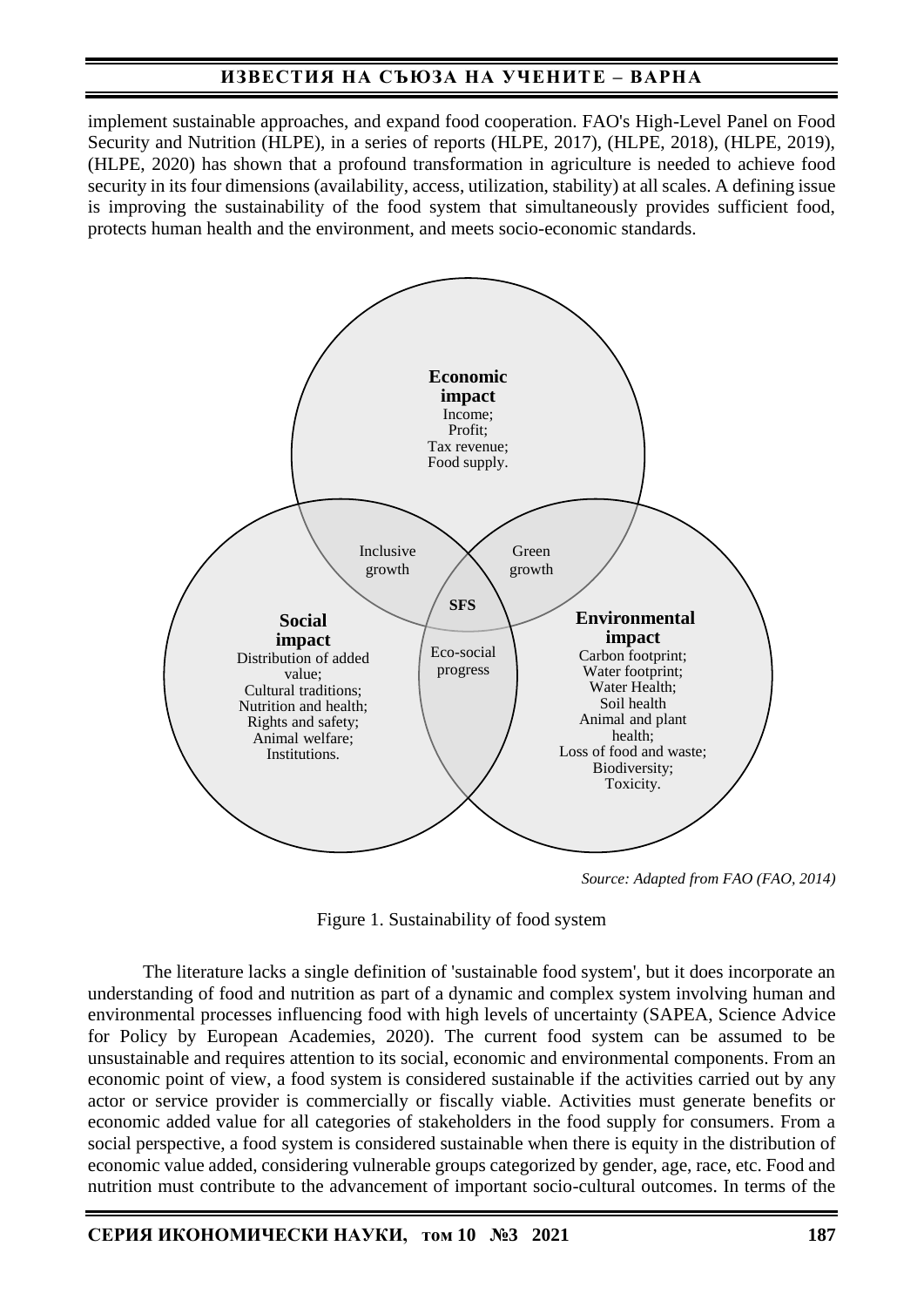implement sustainable approaches, and expand food cooperation. FAO's High-Level Panel on Food Security and Nutrition (HLPE), in a series of reports (HLPE, 2017), (HLPE, 2018), (HLPE, 2019), (HLPE, 2020) has shown that a profound transformation in agriculture is needed to achieve food security in its four dimensions (availability, access, utilization, stability) at all scales. A defining issue is improving the sustainability of the food system that simultaneously provides sufficient food, protects human health and the environment, and meets socio-economic standards.

**Economic impact**
Income;
Profit;
Tax revenue;
Food supply.

Inclusive growth

Green growth

SFS

**Social impact**
Distribution of added value;
Cultural traditions;
Nutrition and health;
Rights and safety;
Animal welfare;
Institutions.

Eco-social progress

**Environmental impact**
Carbon footprint;
Water footprint;
Water Health;
Soil health
Animal and plant health;
Loss of food and waste;
Biodiversity;
Toxicity.

*Source: Adapted from FAO (FAO, 2014)*

Figure 1. Sustainability of food system

The literature lacks a single definition of 'sustainable food system', but it does incorporate an understanding of food and nutrition as part of a dynamic and complex system involving human and environmental processes influencing food with high levels of uncertainty (SAPEA, Science Advice for Policy by European Academies, 2020). The current food system can be assumed to be unsustainable and requires attention to its social, economic and environmental components. From an economic point of view, a food system is considered sustainable if the activities carried out by any actor or service provider is commercially or fiscally viable. Activities must generate benefits or economic added value for all categories of stakeholders in the food supply for consumers. From a social perspective, a food system is considered sustainable when there is equity in the distribution of economic value added, considering vulnerable groups categorized by gender, age, race, etc. Food and nutrition must contribute to the advancement of important socio-cultural outcomes. In terms of the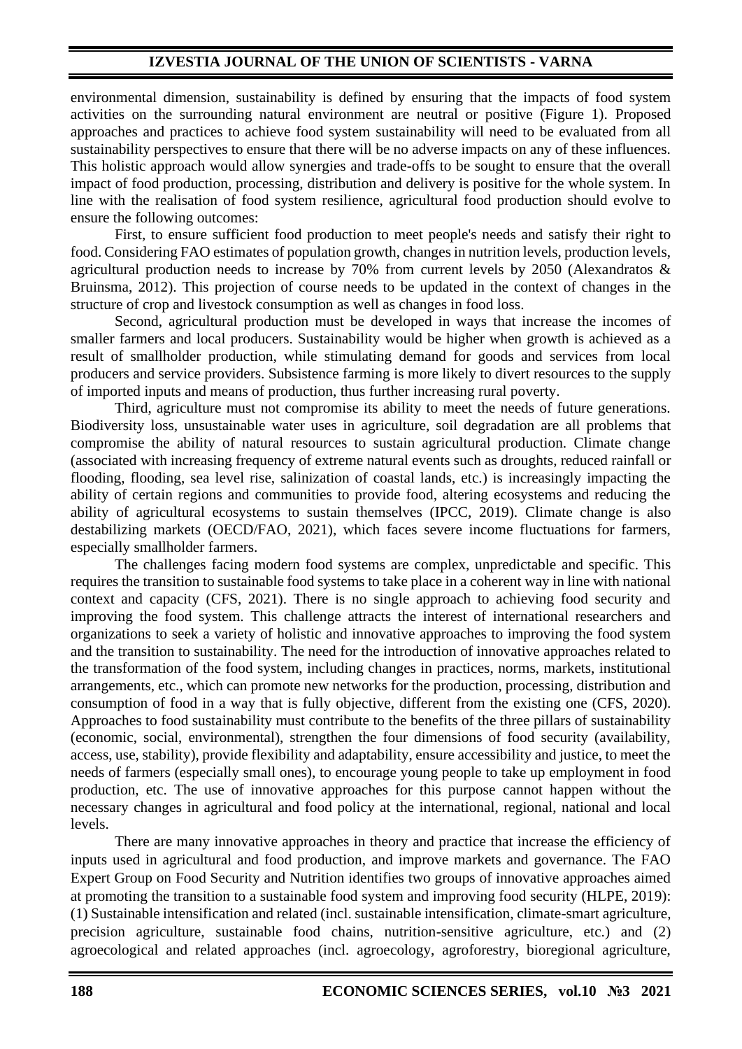environmental dimension, sustainability is defined by ensuring that the impacts of food system activities on the surrounding natural environment are neutral or positive (Figure 1). Proposed approaches and practices to achieve food system sustainability will need to be evaluated from all sustainability perspectives to ensure that there will be no adverse impacts on any of these influences. This holistic approach would allow synergies and trade-offs to be sought to ensure that the overall impact of food production, processing, distribution and delivery is positive for the whole system. In line with the realisation of food system resilience, agricultural food production should evolve to ensure the following outcomes:

First, to ensure sufficient food production to meet people's needs and satisfy their right to food. Considering FAO estimates of population growth, changes in nutrition levels, production levels, agricultural production needs to increase by 70% from current levels by 2050 (Alexandratos & Bruinsma, 2012). This projection of course needs to be updated in the context of changes in the structure of crop and livestock consumption as well as changes in food loss.

Second, agricultural production must be developed in ways that increase the incomes of smaller farmers and local producers. Sustainability would be higher when growth is achieved as a result of smallholder production, while stimulating demand for goods and services from local producers and service providers. Subsistence farming is more likely to divert resources to the supply of imported inputs and means of production, thus further increasing rural poverty.

Third, agriculture must not compromise its ability to meet the needs of future generations. Biodiversity loss, unsustainable water uses in agriculture, soil degradation are all problems that compromise the ability of natural resources to sustain agricultural production. Climate change (associated with increasing frequency of extreme natural events such as droughts, reduced rainfall or flooding, flooding, sea level rise, salinization of coastal lands, etc.) is increasingly impacting the ability of certain regions and communities to provide food, altering ecosystems and reducing the ability of agricultural ecosystems to sustain themselves (IPCC, 2019). Climate change is also destabilizing markets (OECD/FAO, 2021), which faces severe income fluctuations for farmers, especially smallholder farmers.

The challenges facing modern food systems are complex, unpredictable and specific. This requires the transition to sustainable food systems to take place in a coherent way in line with national context and capacity (CFS, 2021). There is no single approach to achieving food security and improving the food system. This challenge attracts the interest of international researchers and organizations to seek a variety of holistic and innovative approaches to improving the food system and the transition to sustainability. The need for the introduction of innovative approaches related to the transformation of the food system, including changes in practices, norms, markets, institutional arrangements, etc., which can promote new networks for the production, processing, distribution and consumption of food in a way that is fully objective, different from the existing one (CFS, 2020). Approaches to food sustainability must contribute to the benefits of the three pillars of sustainability (economic, social, environmental), strengthen the four dimensions of food security (availability, access, use, stability), provide flexibility and adaptability, ensure accessibility and justice, to meet the needs of farmers (especially small ones), to encourage young people to take up employment in food production, etc. The use of innovative approaches for this purpose cannot happen without the necessary changes in agricultural and food policy at the international, regional, national and local levels.

There are many innovative approaches in theory and practice that increase the efficiency of inputs used in agricultural and food production, and improve markets and governance. The FAO Expert Group on Food Security and Nutrition identifies two groups of innovative approaches aimed at promoting the transition to a sustainable food system and improving food security (HLPE, 2019): (1) Sustainable intensification and related (incl. sustainable intensification, climate-smart agriculture, precision agriculture, sustainable food chains, nutrition-sensitive agriculture, etc.) and (2) agroecological and related approaches (incl. agroecology, agroforestry, bioregional agriculture,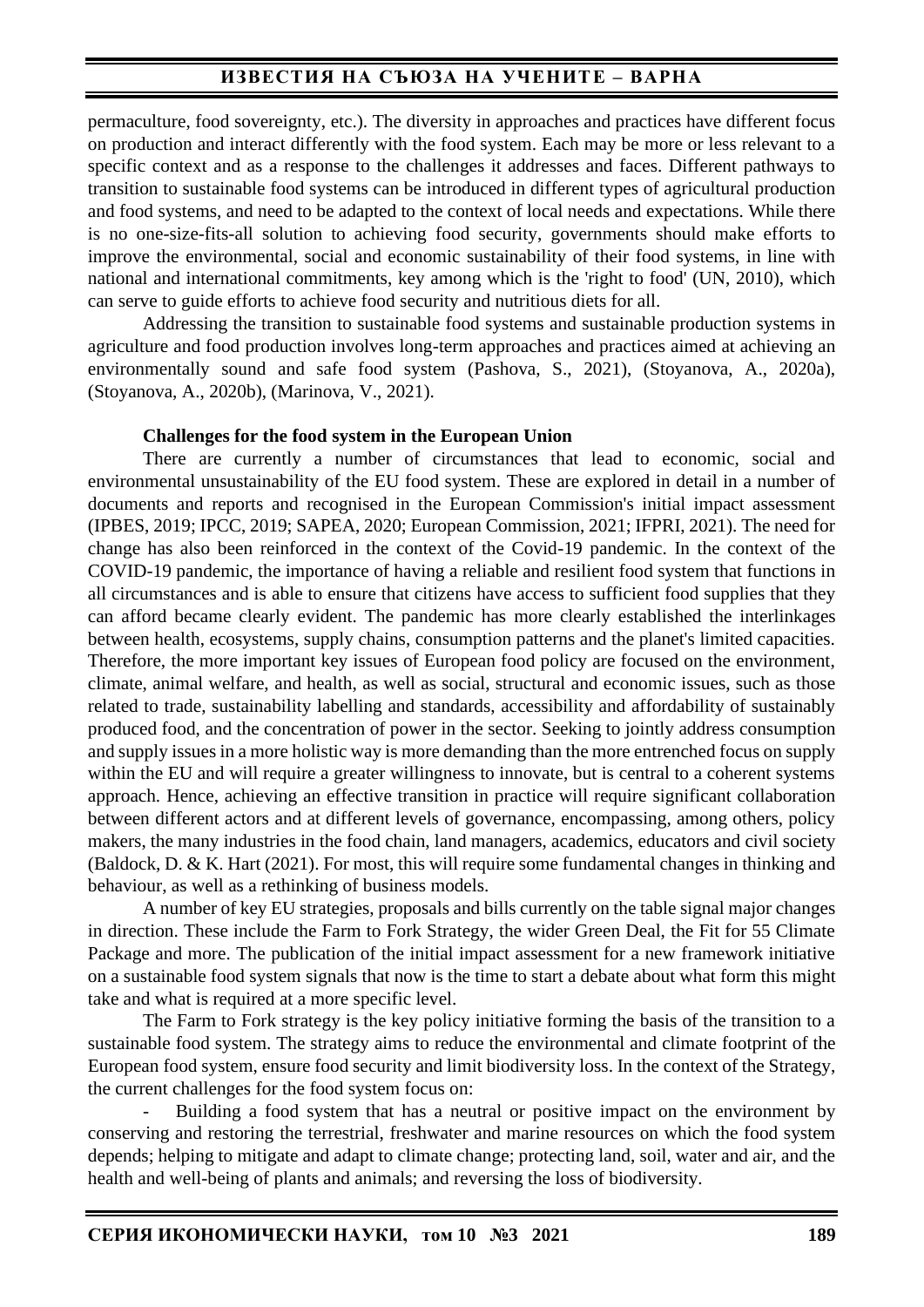permaculture, food sovereignty, etc.). The diversity in approaches and practices have different focus on production and interact differently with the food system. Each may be more or less relevant to a specific context and as a response to the challenges it addresses and faces. Different pathways to transition to sustainable food systems can be introduced in different types of agricultural production and food systems, and need to be adapted to the context of local needs and expectations. While there is no one-size-fits-all solution to achieving food security, governments should make efforts to improve the environmental, social and economic sustainability of their food systems, in line with national and international commitments, key among which is the 'right to food' (UN, 2010), which can serve to guide efforts to achieve food security and nutritious diets for all.

Addressing the transition to sustainable food systems and sustainable production systems in agriculture and food production involves long-term approaches and practices aimed at achieving an environmentally sound and safe food system (Pashova, S., 2021), (Stoyanova, A., 2020a), (Stoyanova, A., 2020b), (Marinova, V., 2021).

**Challenges for the food system in the European Union**

There are currently a number of circumstances that lead to economic, social and environmental unsustainability of the EU food system. These are explored in detail in a number of documents and reports and recognised in the European Commission's initial impact assessment (IPBES, 2019; IPCC, 2019; SAPEA, 2020; European Commission, 2021; IFPRI, 2021). The need for change has also been reinforced in the context of the Covid-19 pandemic. In the context of the COVID-19 pandemic, the importance of having a reliable and resilient food system that functions in all circumstances and is able to ensure that citizens have access to sufficient food supplies that they can afford became clearly evident. The pandemic has more clearly established the interlinkages between health, ecosystems, supply chains, consumption patterns and the planet's limited capacities. Therefore, the more important key issues of European food policy are focused on the environment, climate, animal welfare, and health, as well as social, structural and economic issues, such as those related to trade, sustainability labelling and standards, accessibility and affordability of sustainably produced food, and the concentration of power in the sector. Seeking to jointly address consumption and supply issues in a more holistic way is more demanding than the more entrenched focus on supply within the EU and will require a greater willingness to innovate, but is central to a coherent systems approach. Hence, achieving an effective transition in practice will require significant collaboration between different actors and at different levels of governance, encompassing, among others, policy makers, the many industries in the food chain, land managers, academics, educators and civil society (Baldock, D. & K. Hart (2021). For most, this will require some fundamental changes in thinking and behaviour, as well as a rethinking of business models.

A number of key EU strategies, proposals and bills currently on the table signal major changes in direction. These include the Farm to Fork Strategy, the wider Green Deal, the Fit for 55 Climate Package and more. The publication of the initial impact assessment for a new framework initiative on a sustainable food system signals that now is the time to start a debate about what form this might take and what is required at a more specific level.

The Farm to Fork strategy is the key policy initiative forming the basis of the transition to a sustainable food system. The strategy aims to reduce the environmental and climate footprint of the European food system, ensure food security and limit biodiversity loss. In the context of the Strategy, the current challenges for the food system focus on:

- Building a food system that has a neutral or positive impact on the environment by conserving and restoring the terrestrial, freshwater and marine resources on which the food system depends; helping to mitigate and adapt to climate change; protecting land, soil, water and air, and the health and well-being of plants and animals; and reversing the loss of biodiversity.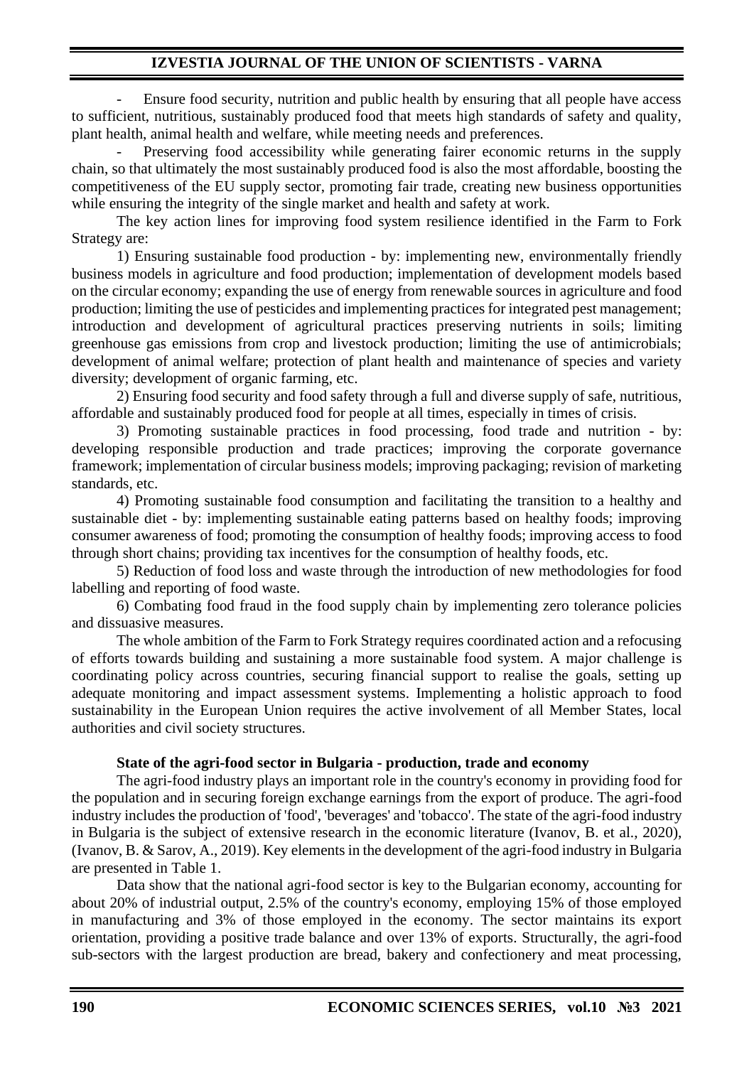- Ensure food security, nutrition and public health by ensuring that all people have access to sufficient, nutritious, sustainably produced food that meets high standards of safety and quality, plant health, animal health and welfare, while meeting needs and preferences.
- Preserving food accessibility while generating fairer economic returns in the supply chain, so that ultimately the most sustainably produced food is also the most affordable, boosting the competitiveness of the EU supply sector, promoting fair trade, creating new business opportunities while ensuring the integrity of the single market and health and safety at work.

The key action lines for improving food system resilience identified in the Farm to Fork Strategy are:

1) Ensuring sustainable food production - by: implementing new, environmentally friendly business models in agriculture and food production; implementation of development models based on the circular economy; expanding the use of energy from renewable sources in agriculture and food production; limiting the use of pesticides and implementing practices for integrated pest management; introduction and development of agricultural practices preserving nutrients in soils; limiting greenhouse gas emissions from crop and livestock production; limiting the use of antimicrobials; development of animal welfare; protection of plant health and maintenance of species and variety diversity; development of organic farming, etc.

2) Ensuring food security and food safety through a full and diverse supply of safe, nutritious, affordable and sustainably produced food for people at all times, especially in times of crisis.

3) Promoting sustainable practices in food processing, food trade and nutrition - by: developing responsible production and trade practices; improving the corporate governance framework; implementation of circular business models; improving packaging; revision of marketing standards, etc.

4) Promoting sustainable food consumption and facilitating the transition to a healthy and sustainable diet - by: implementing sustainable eating patterns based on healthy foods; improving consumer awareness of food; promoting the consumption of healthy foods; improving access to food through short chains; providing tax incentives for the consumption of healthy foods, etc.

5) Reduction of food loss and waste through the introduction of new methodologies for food labelling and reporting of food waste.

6) Combating food fraud in the food supply chain by implementing zero tolerance policies and dissuasive measures.

The whole ambition of the Farm to Fork Strategy requires coordinated action and a refocusing of efforts towards building and sustaining a more sustainable food system. A major challenge is coordinating policy across countries, securing financial support to realise the goals, setting up adequate monitoring and impact assessment systems. Implementing a holistic approach to food sustainability in the European Union requires the active involvement of all Member States, local authorities and civil society structures.

**State of the agri-food sector in Bulgaria - production, trade and economy**

The agri-food industry plays an important role in the country's economy in providing food for the population and in securing foreign exchange earnings from the export of produce. The agri-food industry includes the production of 'food', 'beverages' and 'tobacco'. The state of the agri-food industry in Bulgaria is the subject of extensive research in the economic literature (Ivanov, B. et al., 2020), (Ivanov, B. & Sarov, A., 2019). Key elements in the development of the agri-food industry in Bulgaria are presented in Table 1.

Data show that the national agri-food sector is key to the Bulgarian economy, accounting for about 20% of industrial output, 2.5% of the country's economy, employing 15% of those employed in manufacturing and 3% of those employed in the economy. The sector maintains its export orientation, providing a positive trade balance and over 13% of exports. Structurally, the agri-food sub-sectors with the largest production are bread, bakery and confectionery and meat processing,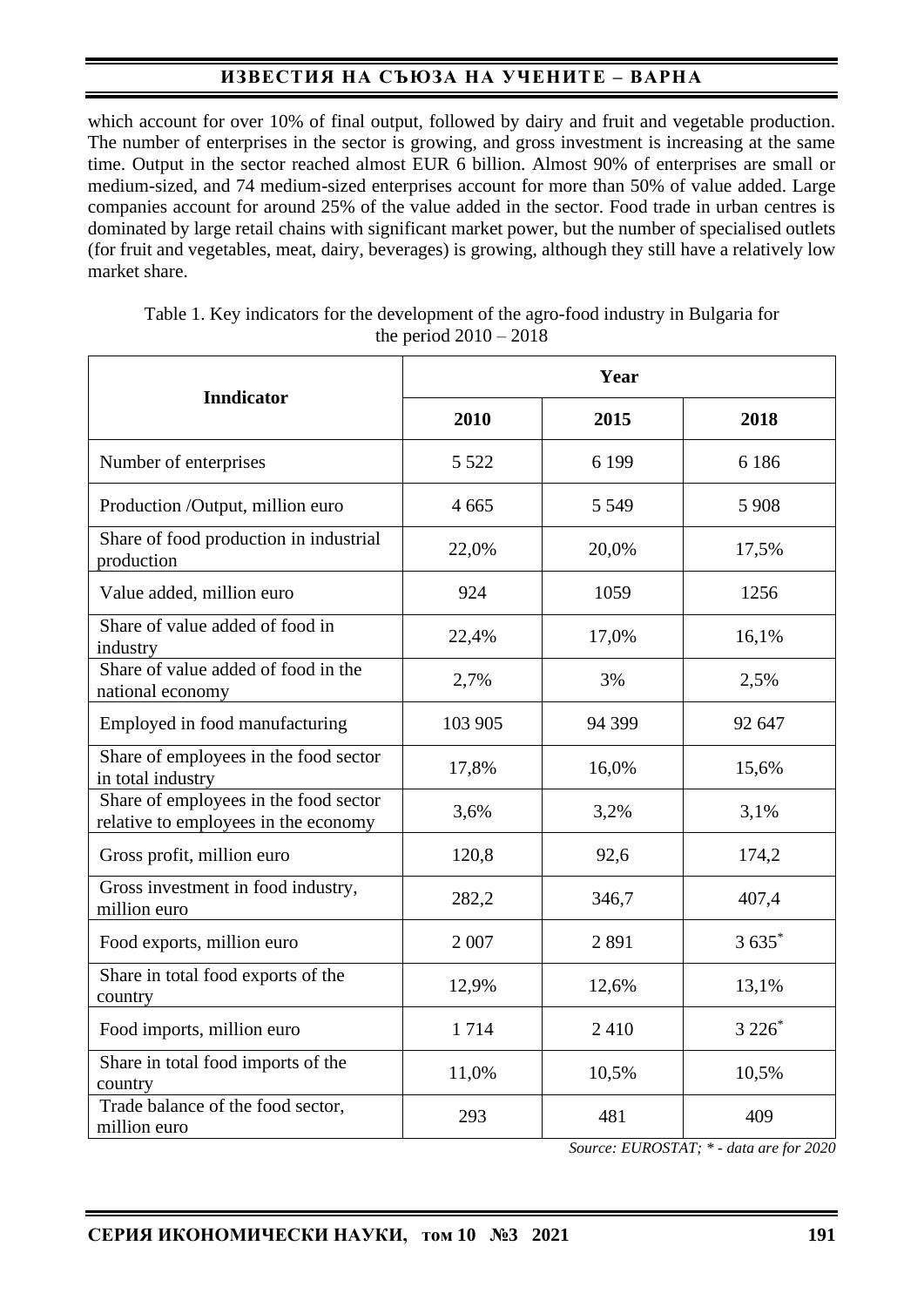which account for over 10% of final output, followed by dairy and fruit and vegetable production. The number of enterprises in the sector is growing, and gross investment is increasing at the same time. Output in the sector reached almost EUR 6 billion. Almost 90% of enterprises are small or medium-sized, and 74 medium-sized enterprises account for more than 50% of value added. Large companies account for around 25% of the value added in the sector. Food trade in urban centres is dominated by large retail chains with significant market power, but the number of specialised outlets (for fruit and vegetables, meat, dairy, beverages) is growing, although they still have a relatively low market share.

Table 1. Key indicators for the development of the agro-food industry in Bulgaria for the period 2010 – 2018

| Inndicator | Year | | |
|---|---|---|---|
| | 2010 | 2015 | 2018 |
| Number of enterprises | 5 522 | 6 199 | 6 186 |
| Production /Output, million euro | 4 665 | 5 549 | 5 908 |
| Share of food production in industrial production | 22,0% | 20,0% | 17,5% |
| Value added, million euro | 924 | 1059 | 1256 |
| Share of value added of food in industry | 22,4% | 17,0% | 16,1% |
| Share of value added of food in the national economy | 2,7% | 3% | 2,5% |
| Employed in food manufacturing | 103 905 | 94 399 | 92 647 |
| Share of employees in the food sector in total industry | 17,8% | 16,0% | 15,6% |
| Share of employees in the food sector relative to employees in the economy | 3,6% | 3,2% | 3,1% |
| Gross profit, million euro | 120,8 | 92,6 | 174,2 |
| Gross investment in food industry, million euro | 282,2 | 346,7 | 407,4 |
| Food exports, million euro | 2 007 | 2 891 | 3 635* |
| Share in total food exports of the country | 12,9% | 12,6% | 13,1% |
| Food imports, million euro | 1 714 | 2 410 | 3 226* |
| Share in total food imports of the country | 11,0% | 10,5% | 10,5% |
| Trade balance of the food sector, million euro | 293 | 481 | 409 |

*Source: EUROSTAT; * - data are for 2020*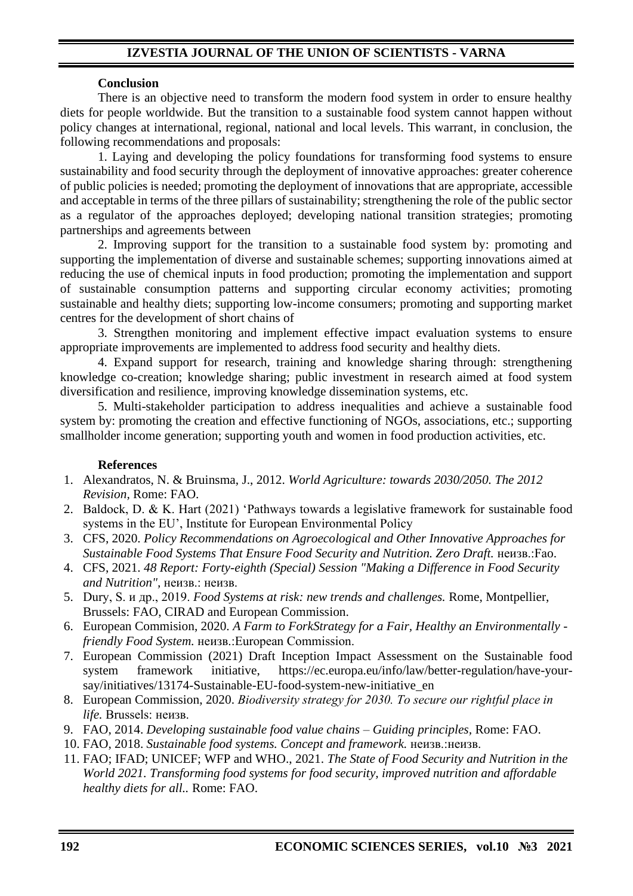## Conclusion

There is an objective need to transform the modern food system in order to ensure healthy diets for people worldwide. But the transition to a sustainable food system cannot happen without policy changes at international, regional, national and local levels. This warrant, in conclusion, the following recommendations and proposals:

1. Laying and developing the policy foundations for transforming food systems to ensure sustainability and food security through the deployment of innovative approaches: greater coherence of public policies is needed; promoting the deployment of innovations that are appropriate, accessible and acceptable in terms of the three pillars of sustainability; strengthening the role of the public sector as a regulator of the approaches deployed; developing national transition strategies; promoting partnerships and agreements between

2. Improving support for the transition to a sustainable food system by: promoting and supporting the implementation of diverse and sustainable schemes; supporting innovations aimed at reducing the use of chemical inputs in food production; promoting the implementation and support of sustainable consumption patterns and supporting circular economy activities; promoting sustainable and healthy diets; supporting low-income consumers; promoting and supporting market centres for the development of short chains of

3. Strengthen monitoring and implement effective impact evaluation systems to ensure appropriate improvements are implemented to address food security and healthy diets.

4. Expand support for research, training and knowledge sharing through: strengthening knowledge co-creation; knowledge sharing; public investment in research aimed at food system diversification and resilience, improving knowledge dissemination systems, etc.

5. Multi-stakeholder participation to address inequalities and achieve a sustainable food system by: promoting the creation and effective functioning of NGOs, associations, etc.; supporting smallholder income generation; supporting youth and women in food production activities, etc.

## References

1. Alexandratos, N. & Bruinsma, J., 2012. *World Agriculture: towards 2030/2050. The 2012 Revision,* Rome: FAO.
2. Baldock, D. & K. Hart (2021) 'Pathways towards a legislative framework for sustainable food systems in the EU', Institute for European Environmental Policy
3. CFS, 2020. *Policy Recommendations on Agroecological and Other Innovative Approaches for Sustainable Food Systems That Ensure Food Security and Nutrition. Zero Draft.* неизв.:Fao.
4. CFS, 2021. *48 Report: Forty-eighth (Special) Session "Making a Difference in Food Security and Nutrition",* неизв.: неизв.
5. Dury, S. и др., 2019. *Food Systems at risk: new trends and challenges.* Rome, Montpellier, Brussels: FAO, CIRAD and European Commission.
6. European Commision, 2020. *A Farm to ForkStrategy for a Fair, Healthy an Environmentally - friendly Food System.* неизв.:European Commission.
7. European Commission (2021) Draft Inception Impact Assessment on the Sustainable food system framework initiative, https://ec.europa.eu/info/law/better-regulation/have-your-say/initiatives/13174-Sustainable-EU-food-system-new-initiative_en
8. European Commission, 2020. *Biodiversity strategy for 2030. To secure our rightful place in life.* Brussels: неизв.
9. FAO, 2014. *Developing sustainable food value chains – Guiding principles,* Rome: FAO.
10. FAO, 2018. *Sustainable food systems. Concept and framework.* неизв.:неизв.
11. FAO; IFAD; UNICEF; WFP and WHO., 2021. *The State of Food Security and Nutrition in the World 2021. Transforming food systems for food security, improved nutrition and affordable healthy diets for all..* Rome: FAO.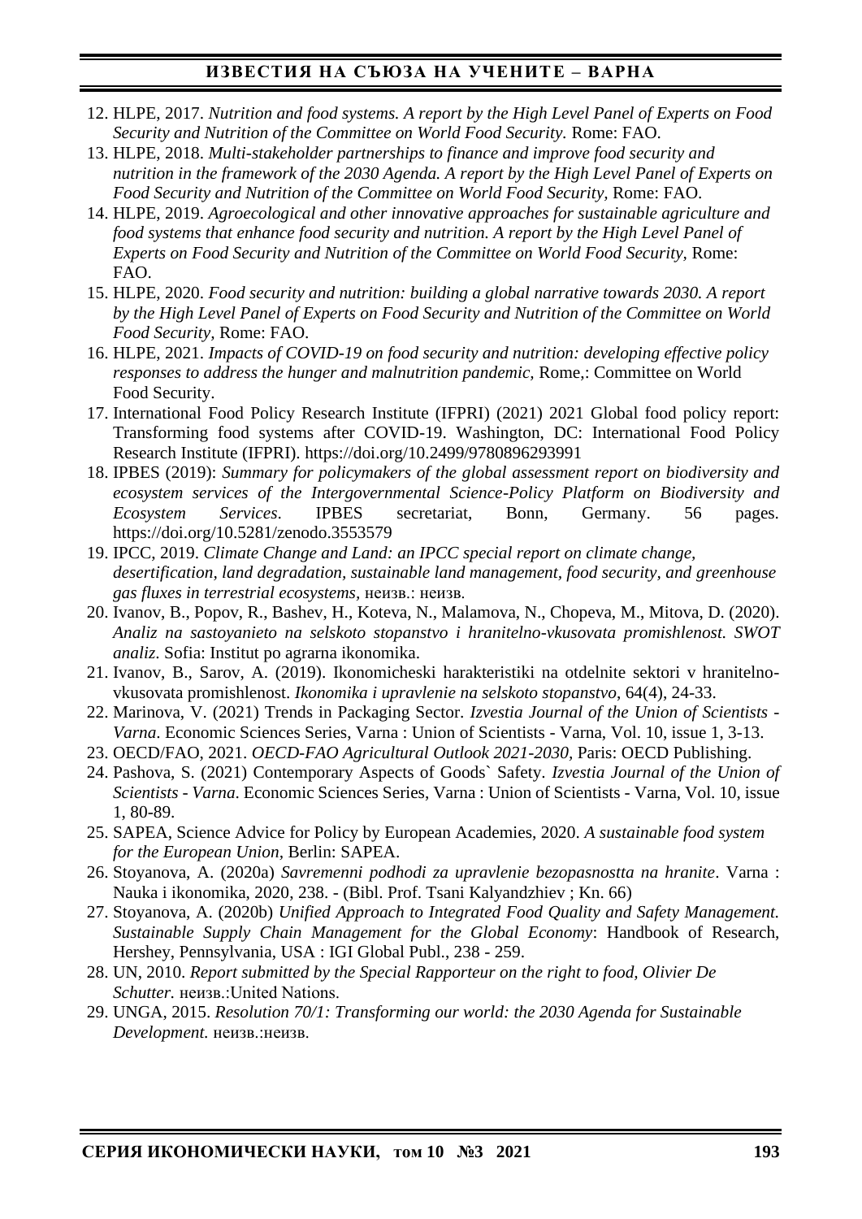12. HLPE, 2017. *Nutrition and food systems. A report by the High Level Panel of Experts on Food Security and Nutrition of the Committee on World Food Security.* Rome: FAO.
13. HLPE, 2018. *Multi-stakeholder partnerships to finance and improve food security and nutrition in the framework of the 2030 Agenda. A report by the High Level Panel of Experts on Food Security and Nutrition of the Committee on World Food Security,* Rome: FAO.
14. HLPE, 2019. *Agroecological and other innovative approaches for sustainable agriculture and food systems that enhance food security and nutrition. A report by the High Level Panel of Experts on Food Security and Nutrition of the Committee on World Food Security,* Rome: FAO.
15. HLPE, 2020. *Food security and nutrition: building a global narrative towards 2030. A report by the High Level Panel of Experts on Food Security and Nutrition of the Committee on World Food Security,* Rome: FAO.
16. HLPE, 2021. *Impacts of COVID-19 on food security and nutrition: developing effective policy responses to address the hunger and malnutrition pandemic,* Rome,: Committee on World Food Security.
17. International Food Policy Research Institute (IFPRI) (2021) 2021 Global food policy report: Transforming food systems after COVID-19. Washington, DC: International Food Policy Research Institute (IFPRI). https://doi.org/10.2499/9780896293991
18. IPBES (2019): *Summary for policymakers of the global assessment report on biodiversity and ecosystem services of the Intergovernmental Science-Policy Platform on Biodiversity and Ecosystem Services*. IPBES secretariat, Bonn, Germany. 56 pages. https://doi.org/10.5281/zenodo.3553579
19. IPCC, 2019. *Climate Change and Land: an IPCC special report on climate change, desertification, land degradation, sustainable land management, food security, and greenhouse gas fluxes in terrestrial ecosystems,* неизв.: неизв.
20. Ivanov, B., Popov, R., Bashev, H., Koteva, N., Malamova, N., Chopeva, M., Mitova, D. (2020). *Analiz na sastoyanieto na selskoto stopanstvo i hranitelno-vkusovata promishlenost. SWOT analiz*. Sofia: Institut po agrarna ikonomika.
21. Ivanov, B., Sarov, A. (2019). Ikonomicheski harakteristiki na otdelnite sektori v hranitelno-vkusovata promishlenost. *Ikonomika i upravlenie na selskoto stopanstvo*, 64(4), 24-33.
22. Marinova, V. (2021) Trends in Packaging Sector. *Izvestia Journal of the Union of Scientists - Varna*. Economic Sciences Series, Varna : Union of Scientists - Varna, Vol. 10, issue 1, 3-13.
23. OECD/FAO, 2021. *OECD-FAO Agricultural Outlook 2021-2030,* Paris: OECD Publishing.
24. Pashova, S. (2021) Contemporary Aspects of Goods` Safety. *Izvestia Journal of the Union of Scientists - Varna*. Economic Sciences Series, Varna : Union of Scientists - Varna, Vol. 10, issue 1, 80-89.
25. SAPEA, Science Advice for Policy by European Academies, 2020. *A sustainable food system for the European Union,* Berlin: SAPEA.
26. Stoyanova, A. (2020a) *Savremenni podhodi za upravlenie bezopasnostta na hranite*. Varna : Nauka i ikonomika, 2020, 238. - (Bibl. Prof. Tsani Kalyandzhiev ; Kn. 66)
27. Stoyanova, A. (2020b) *Unified Approach to Integrated Food Quality and Safety Management. Sustainable Supply Chain Management for the Global Economy*: Handbook of Research, Hershey, Pennsylvania, USA : IGI Global Publ., 238 - 259.
28. UN, 2010. *Report submitted by the Special Rapporteur on the right to food, Olivier De Schutter.* неизв.:United Nations.
29. UNGA, 2015. *Resolution 70/1: Transforming our world: the 2030 Agenda for Sustainable Development.* неизв.:неизв.